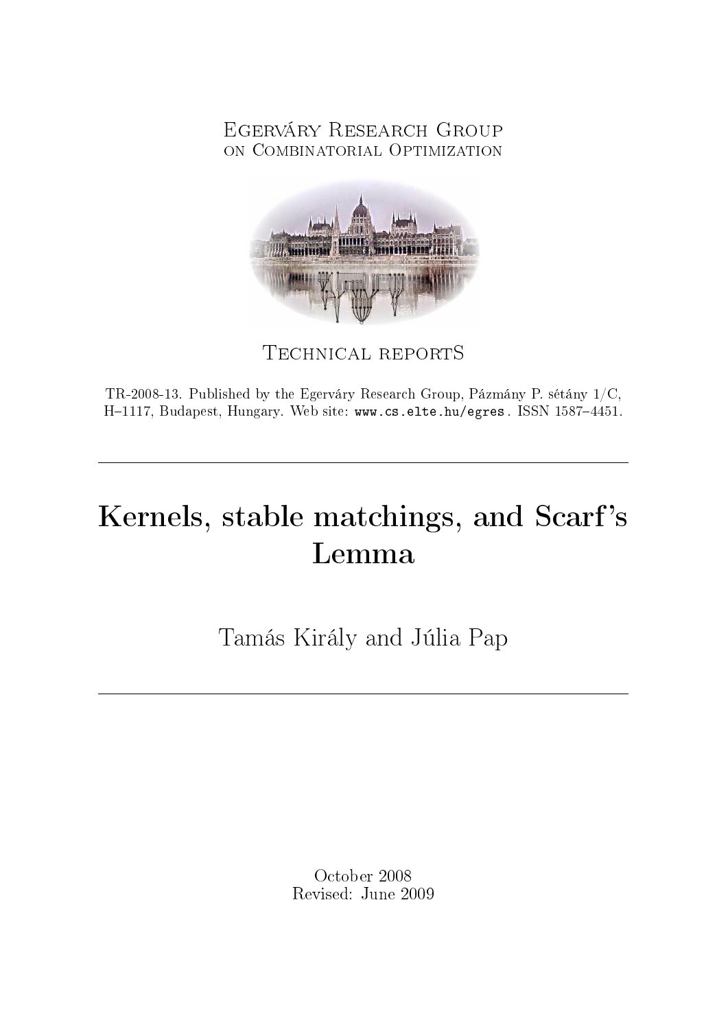Egerváry Research Group
on Combinatorial Optimization

Technical reportS

TR-2008-13. Published by the Egerváry Research Group, Pázmány P. sétány 1/C, H–1117, Budapest, Hungary. Web site: www.cs.elte.hu/egres . ISSN 1587–4451.

---

# Kernels, stable matchings, and Scarf's Lemma

Tamás Király and Júlia Pap

---

October 2008
Revised: June 2009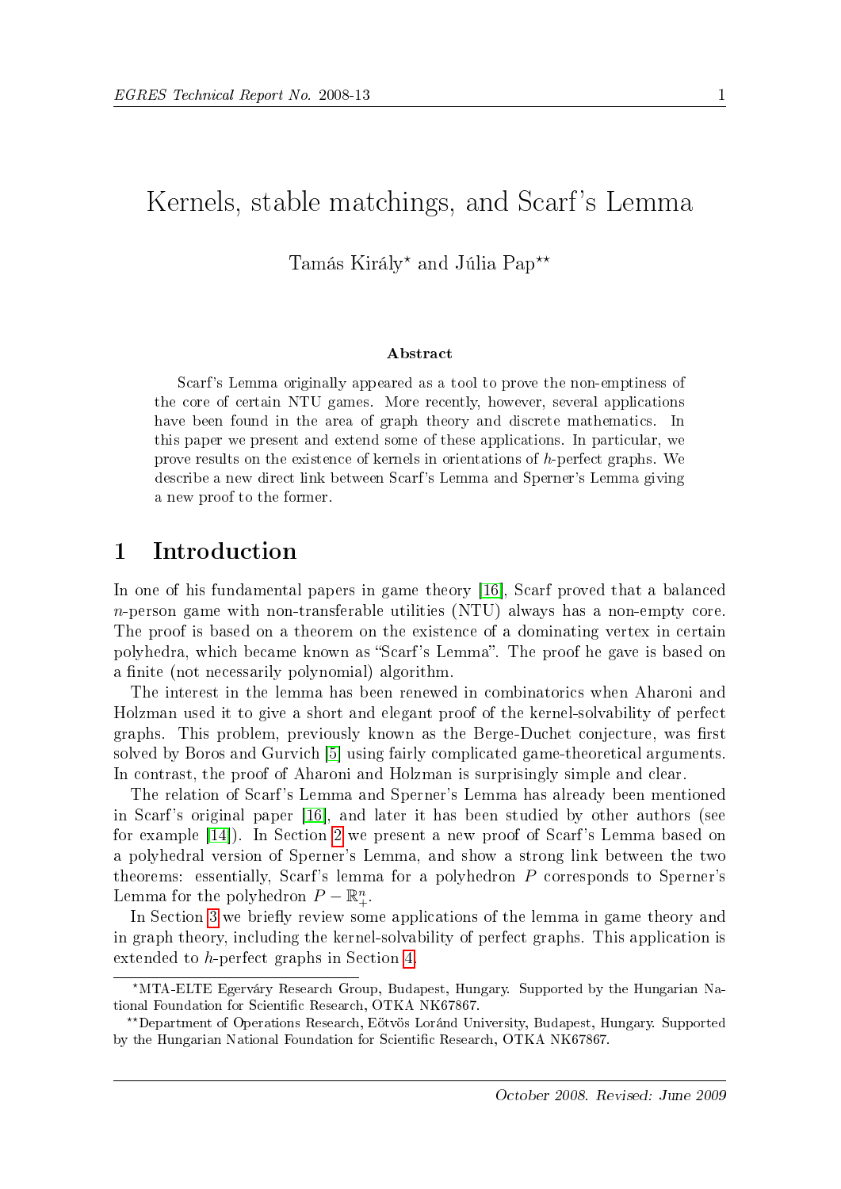# Kernels, stable matchings, and Scarf's Lemma

Tamás Király* and Júlia Pap**

### Abstract

Scarf's Lemma originally appeared as a tool to prove the non-emptiness of the core of certain NTU games. More recently, however, several applications have been found in the area of graph theory and discrete mathematics. In this paper we present and extend some of these applications. In particular, we prove results on the existence of kernels in orientations of $h$-perfect graphs. We describe a new direct link between Scarf's Lemma and Sperner's Lemma giving a new proof to the former.

## 1 Introduction

In one of his fundamental papers in game theory [16], Scarf proved that a balanced $n$-person game with non-transferable utilities (NTU) always has a non-empty core. The proof is based on a theorem on the existence of a dominating vertex in certain polyhedra, which became known as "Scarf's Lemma". The proof he gave is based on a finite (not necessarily polynomial) algorithm.

The interest in the lemma has been renewed in combinatorics when Aharoni and Holzman used it to give a short and elegant proof of the kernel-solvability of perfect graphs. This problem, previously known as the Berge-Duchet conjecture, was first solved by Boros and Gurvich [5] using fairly complicated game-theoretical arguments. In contrast, the proof of Aharoni and Holzman is surprisingly simple and clear.

The relation of Scarf's Lemma and Sperner's Lemma has already been mentioned in Scarf's original paper [16], and later it has been studied by other authors (see for example [14]). In Section 2 we present a new proof of Scarf's Lemma based on a polyhedral version of Sperner's Lemma, and show a strong link between the two theorems: essentially, Scarf's lemma for a polyhedron $P$ corresponds to Sperner's Lemma for the polyhedron $P - \mathbb{R}^n_+$.

In Section 3 we briefly review some applications of the lemma in game theory and in graph theory, including the kernel-solvability of perfect graphs. This application is extended to $h$-perfect graphs in Section 4.

*MTA-ELTE Egerváry Research Group, Budapest, Hungary. Supported by the Hungarian National Foundation for Scientific Research, OTKA NK67867.

**Department of Operations Research, Eötvös Loránd University, Budapest, Hungary. Supported by the Hungarian National Foundation for Scientific Research, OTKA NK67867.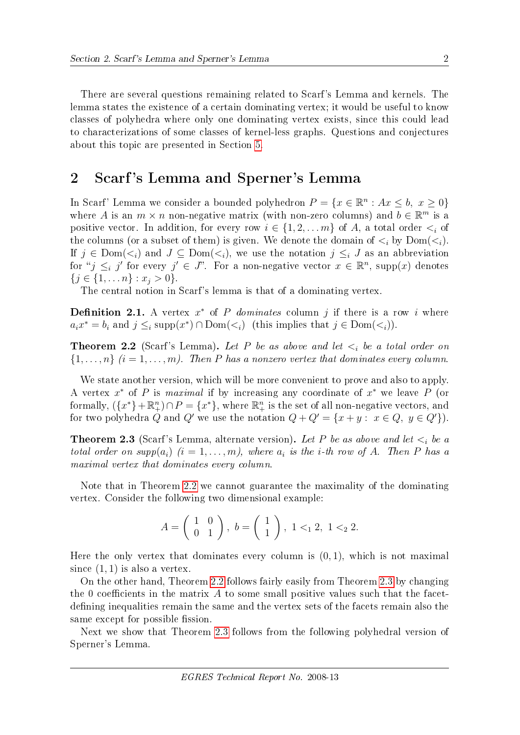There are several questions remaining related to Scarf's Lemma and kernels. The lemma states the existence of a certain dominating vertex; it would be useful to know classes of polyhedra where only one dominating vertex exists, since this could lead to characterizations of some classes of kernel-less graphs. Questions and conjectures about this topic are presented in Section 5.

## 2 Scarf's Lemma and Sperner's Lemma

In Scarf' Lemma we consider a bounded polyhedron $P = \{x \in \mathbb{R}^n : Ax \le b,\ x \ge 0\}$ where $A$ is an $m \times n$ non-negative matrix (with non-zero columns) and $b \in \mathbb{R}^m$ is a positive vector. In addition, for every row $i \in \{1, 2, \dots m\}$ of $A$, a total order $<_i$ of the columns (or a subset of them) is given. We denote the domain of $<_i$ by $\mathrm{Dom}(<_i)$. If $j \in \mathrm{Dom}(<_i)$ and $J \subseteq \mathrm{Dom}(<_i)$, we use the notation $j \le_i J$ as an abbreviation for "$j \le_i j'$ for every $j' \in J$". For a non-negative vector $x \in \mathbb{R}^n$, $\mathrm{supp}(x)$ denotes $\{j \in \{1, \dots n\} : x_j > 0\}$.

The central notion in Scarf's lemma is that of a dominating vertex.

**Definition 2.1.** A vertex $x^*$ of $P$ *dominates* column $j$ if there is a row $i$ where $a_i x^* = b_i$ and $j \le_i \mathrm{supp}(x^*) \cap \mathrm{Dom}(<_i)$ (this implies that $j \in \mathrm{Dom}(<_i)$).

**Theorem 2.2** (Scarf's Lemma)**.** *Let $P$ be as above and let $<_i$ be a total order on $\{1, \dots, n\}$ $(i = 1, \dots, m)$. Then $P$ has a nonzero vertex that dominates every column.*

We state another version, which will be more convenient to prove and also to apply. A vertex $x^*$ of $P$ is *maximal* if by increasing any coordinate of $x^*$ we leave $P$ (or formally, $(\{x^*\} + \mathbb{R}^n_+) \cap P = \{x^*\}$, where $\mathbb{R}^n_+$ is the set of all non-negative vectors, and for two polyhedra $Q$ and $Q'$ we use the notation $Q + Q' = \{x + y :\ x \in Q,\ y \in Q'\}$).

**Theorem 2.3** (Scarf's Lemma, alternate version)**.** *Let $P$ be as above and let $<_i$ be a total order on $supp(a_i)$ $(i = 1, \dots, m)$, where $a_i$ is the $i$-th row of $A$. Then $P$ has a maximal vertex that dominates every column.*

Note that in Theorem 2.2 we cannot guarantee the maximality of the dominating vertex. Consider the following two dimensional example:

$$A = \begin{pmatrix} 1 & 0 \\ 0 & 1 \end{pmatrix},\ b = \begin{pmatrix} 1 \\ 1 \end{pmatrix},\ 1 <_1 2,\ 1 <_2 2.$$

Here the only vertex that dominates every column is $(0, 1)$, which is not maximal since $(1, 1)$ is also a vertex.

On the other hand, Theorem 2.2 follows fairly easily from Theorem 2.3 by changing the 0 coefficients in the matrix $A$ to some small positive values such that the facet-defining inequalities remain the same and the vertex sets of the facets remain also the same except for possible fission.

Next we show that Theorem 2.3 follows from the following polyhedral version of Sperner's Lemma.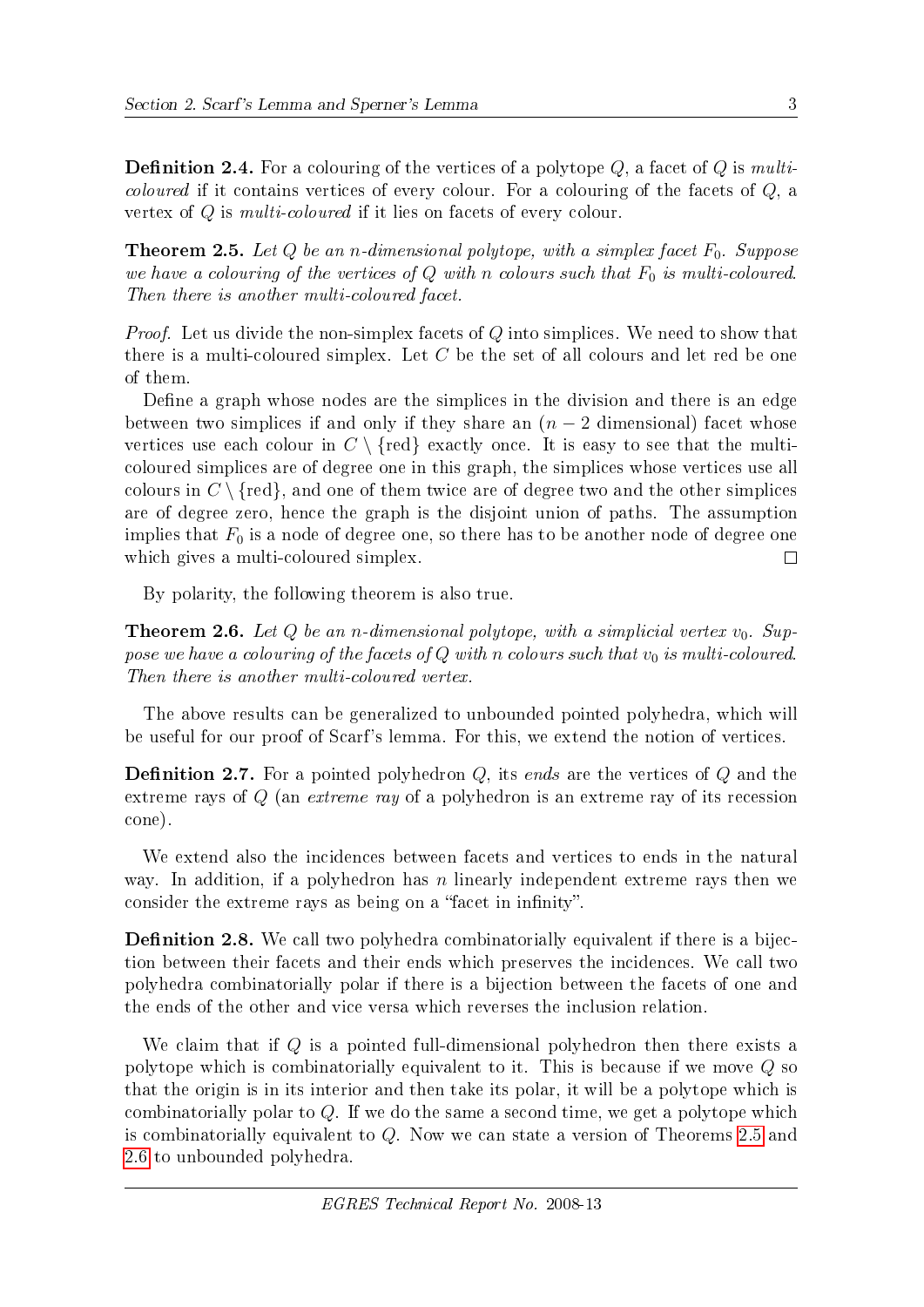**Definition 2.4.** For a colouring of the vertices of a polytope $Q$, a facet of $Q$ is *multi-coloured* if it contains vertices of every colour. For a colouring of the facets of $Q$, a vertex of $Q$ is *multi-coloured* if it lies on facets of every colour.

**Theorem 2.5.** *Let $Q$ be an $n$-dimensional polytope, with a simplex facet $F_0$. Suppose we have a colouring of the vertices of $Q$ with $n$ colours such that $F_0$ is multi-coloured. Then there is another multi-coloured facet.*

*Proof.* Let us divide the non-simplex facets of $Q$ into simplices. We need to show that there is a multi-coloured simplex. Let $C$ be the set of all colours and let red be one of them.

Define a graph whose nodes are the simplices in the division and there is an edge between two simplices if and only if they share an ($n-2$ dimensional) facet whose vertices use each colour in $C \setminus \{\text{red}\}$ exactly once. It is easy to see that the multi-coloured simplices are of degree one in this graph, the simplices whose vertices use all colours in $C \setminus \{\text{red}\}$, and one of them twice are of degree two and the other simplices are of degree zero, hence the graph is the disjoint union of paths. The assumption implies that $F_0$ is a node of degree one, so there has to be another node of degree one which gives a multi-coloured simplex. $\square$

By polarity, the following theorem is also true.

**Theorem 2.6.** *Let $Q$ be an $n$-dimensional polytope, with a simplicial vertex $v_0$. Suppose we have a colouring of the facets of $Q$ with $n$ colours such that $v_0$ is multi-coloured. Then there is another multi-coloured vertex.*

The above results can be generalized to unbounded pointed polyhedra, which will be useful for our proof of Scarf's lemma. For this, we extend the notion of vertices.

**Definition 2.7.** For a pointed polyhedron $Q$, its *ends* are the vertices of $Q$ and the extreme rays of $Q$ (an *extreme ray* of a polyhedron is an extreme ray of its recession cone).

We extend also the incidences between facets and vertices to ends in the natural way. In addition, if a polyhedron has $n$ linearly independent extreme rays then we consider the extreme rays as being on a "facet in infinity".

**Definition 2.8.** We call two polyhedra combinatorially equivalent if there is a bijection between their facets and their ends which preserves the incidences. We call two polyhedra combinatorially polar if there is a bijection between the facets of one and the ends of the other and vice versa which reverses the inclusion relation.

We claim that if $Q$ is a pointed full-dimensional polyhedron then there exists a polytope which is combinatorially equivalent to it. This is because if we move $Q$ so that the origin is in its interior and then take its polar, it will be a polytope which is combinatorially polar to $Q$. If we do the same a second time, we get a polytope which is combinatorially equivalent to $Q$. Now we can state a version of Theorems 2.5 and 2.6 to unbounded polyhedra.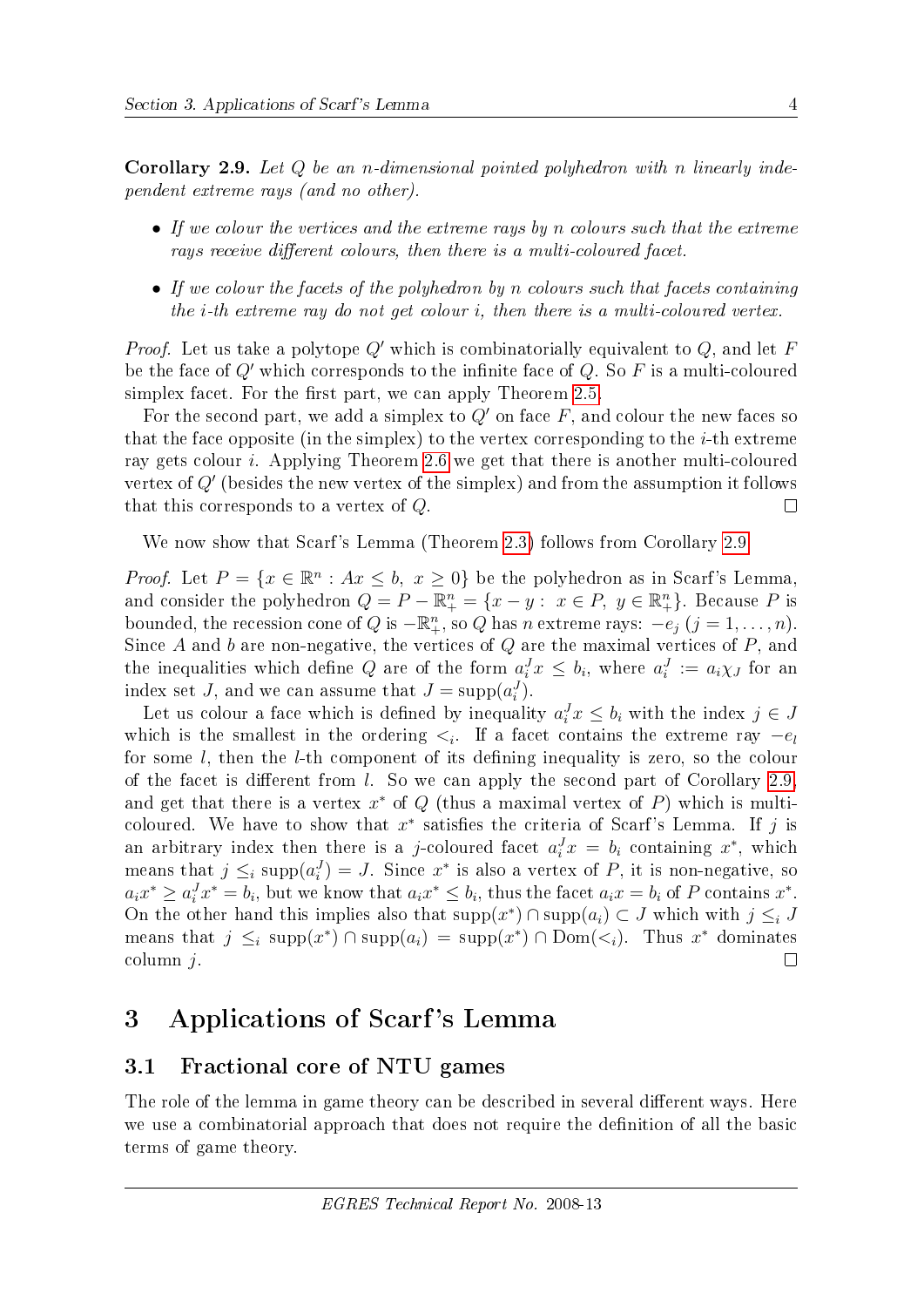**Corollary 2.9.** *Let $Q$ be an $n$-dimensional pointed polyhedron with $n$ linearly independent extreme rays (and no other).*

- *If we colour the vertices and the extreme rays by $n$ colours such that the extreme rays receive different colours, then there is a multi-coloured facet.*
- *If we colour the facets of the polyhedron by $n$ colours such that facets containing the $i$-th extreme ray do not get colour $i$, then there is a multi-coloured vertex.*

*Proof.* Let us take a polytope $Q'$ which is combinatorially equivalent to $Q$, and let $F$ be the face of $Q'$ which corresponds to the infinite face of $Q$. So $F$ is a multi-coloured simplex facet. For the first part, we can apply Theorem 2.5.

For the second part, we add a simplex to $Q'$ on face $F$, and colour the new faces so that the face opposite (in the simplex) to the vertex corresponding to the $i$-th extreme ray gets colour $i$. Applying Theorem 2.6 we get that there is another multi-coloured vertex of $Q'$ (besides the new vertex of the simplex) and from the assumption it follows that this corresponds to a vertex of $Q$. $\square$

We now show that Scarf's Lemma (Theorem 2.3) follows from Corollary 2.9.

*Proof.* Let $P = \{x \in \mathbb{R}^n : Ax \le b,\ x \ge 0\}$ be the polyhedron as in Scarf's Lemma, and consider the polyhedron $Q = P - \mathbb{R}^n_+ = \{x - y : x \in P,\ y \in \mathbb{R}^n_+\}$. Because $P$ is bounded, the recession cone of $Q$ is $-\mathbb{R}^n_+$, so $Q$ has $n$ extreme rays: $-e_j$ $(j = 1, \dots, n)$. Since $A$ and $b$ are non-negative, the vertices of $Q$ are the maximal vertices of $P$, and the inequalities which define $Q$ are of the form $a_i^J x \le b_i$, where $a_i^J := a_i \chi_J$ for an index set $J$, and we can assume that $J = \mathrm{supp}(a_i^J)$.

Let us colour a face which is defined by inequality $a_i^J x \le b_i$ with the index $j \in J$ which is the smallest in the ordering $<_i$. If a facet contains extreme ray $-e_l$ for some $l$, then the $l$-th component of its defining inequality is zero, so the colour of the facet is different from $l$. So we can apply the second part of Corollary 2.9, and get that there is a vertex $x^*$ of $Q$ (thus a maximal vertex of $P$) which is multi-coloured. We have to show that $x^*$ satisfies the criteria of Scarf's Lemma. If $j$ is an arbitrary index then there is a $j$-coloured facet $a_i^J x = b_i$ containing $x^*$, which means that $j \le_i \mathrm{supp}(a_i^J) = J$. Since $x^*$ is also a vertex of $P$, it is non-negative, so $a_i x^* \ge a_i^J x^* = b_i$, but we know that $a_i x^* \le b_i$, thus the facet $a_i x = b_i$ of $P$ contains $x^*$. On the other hand this implies also that $\mathrm{supp}(x^*) \cap \mathrm{supp}(a_i) \subset J$ which with $j \le_i J$ means that $j \le_i \mathrm{supp}(x^*) \cap \mathrm{supp}(a_i) = \mathrm{supp}(x^*) \cap \mathrm{Dom}(<_i)$. Thus $x^*$ dominates column $j$. $\square$

# 3 Applications of Scarf's Lemma

## 3.1 Fractional core of NTU games

The role of the lemma in game theory can be described in several different ways. Here we use a combinatorial approach that does not require the definition of all the basic terms of game theory.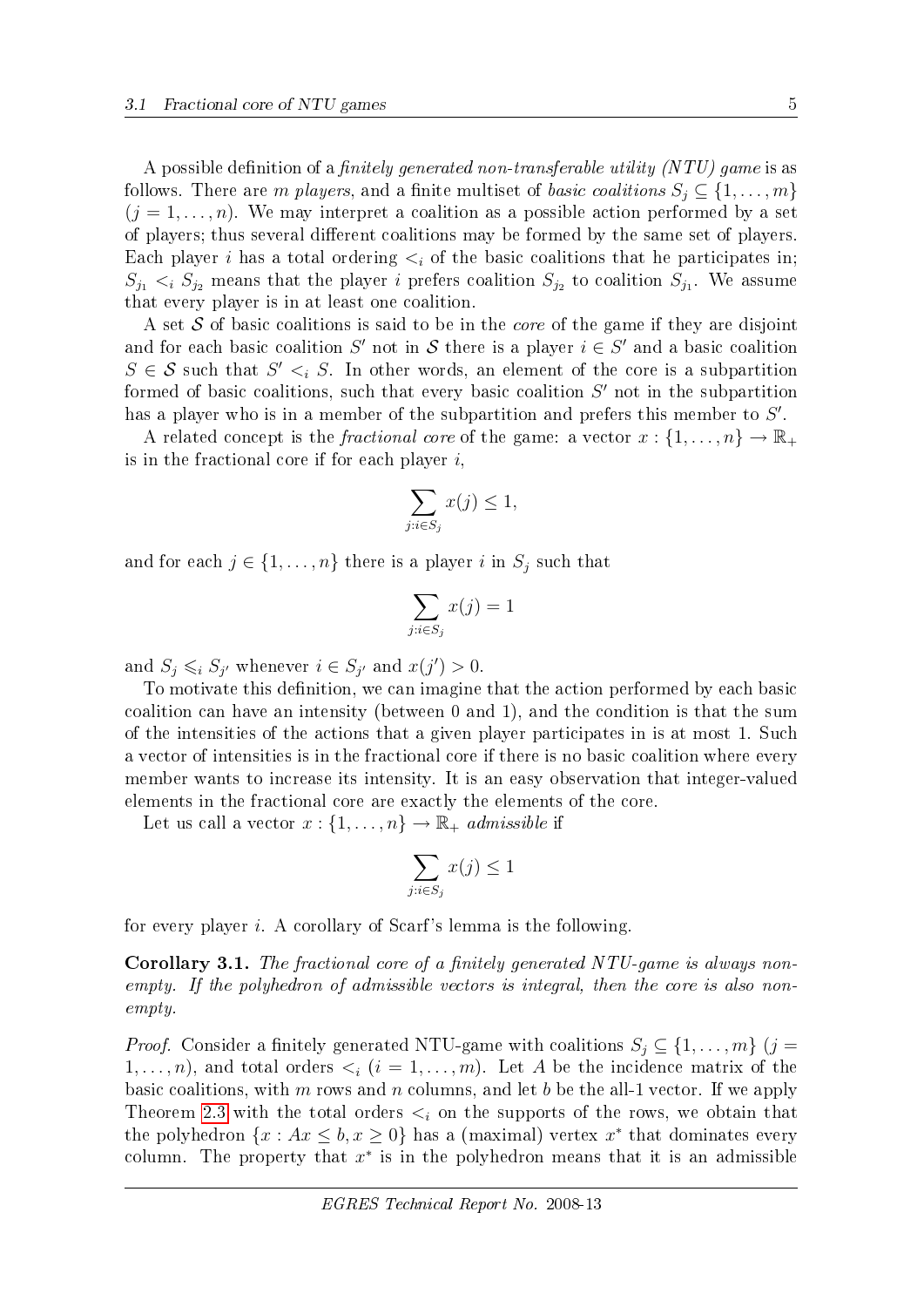A possible definition of a *finitely generated non-transferable utility (NTU) game* is as follows. There are $m$ *players*, and a finite multiset of *basic coalitions* $S_j \subseteq \{1, \ldots, m\}$ ($j = 1, \ldots, n$). We may interpret a coalition as a possible action performed by a set of players; thus several different coalitions may be formed by the same set of players. Each player $i$ has a total ordering $<_i$ of the basic coalitions that he participates in; $S_{j_1} <_i S_{j_2}$ means that the player $i$ prefers coalition $S_{j_2}$ to coalition $S_{j_1}$. We assume that every player is in at least one coalition.

A set $\mathcal{S}$ of basic coalitions is said to be in the *core* of the game if they are disjoint and for each basic coalition $S'$ not in $\mathcal{S}$ there is a player $i \in S'$ and a basic coalition $S \in \mathcal{S}$ such that $S' <_i S$. In other words, an element of the core is a subpartition formed of basic coalitions, such that every basic coalition $S'$ not in the subpartition has a player who is in a member of the subpartition and prefers this member to $S'$.

A related concept is the *fractional core* of the game: a vector $x : \{1, \ldots, n\} \to \mathbb{R}_+$ is in the fractional core if for each player $i$,

$$\sum_{j: i \in S_j} x(j) \leq 1,$$

and for each $j \in \{1, \ldots, n\}$ there is a player $i$ in $S_j$ such that

$$\sum_{j: i \in S_j} x(j) = 1$$

and $S_j \leqslant_i S_{j'}$ whenever $i \in S_{j'}$ and $x(j') > 0$.

To motivate this definition, we can imagine that the action performed by each basic coalition can have an intensity (between 0 and 1), and the condition is that the sum of the intensities of the actions that a given player participates in is at most 1. Such a vector of intensities is in the fractional core if there is no basic coalition where every member wants to increase its intensity. It is an easy observation that integer-valued elements in the fractional core are exactly the elements of the core.

Let us call a vector $x : \{1, \ldots, n\} \to \mathbb{R}_+$ *admissible* if

$$\sum_{j: i \in S_j} x(j) \leq 1$$

for every player $i$. A corollary of Scarf's lemma is the following.

**Corollary 3.1.** *The fractional core of a finitely generated NTU-game is always non-empty. If the polyhedron of admissible vectors is integral, then the core is also non-empty.*

*Proof.* Consider a finitely generated NTU-game with coalitions $S_j \subseteq \{1, \ldots, m\}$ ($j = 1, \ldots, n$), and total orders $<_i$ ($i = 1, \ldots, m$). Let $A$ be the incidence matrix of the basic coalitions, with $m$ rows and $n$ columns, and let $b$ be the all-1 vector. If we apply Theorem 2.3 with the total orders $<_i$ on the supports of the rows, we obtain that the polyhedron $\{x : Ax \leq b, x \geq 0\}$ has a (maximal) vertex $x^*$ that dominates every column. The property that $x^*$ is in the polyhedron means that it is an admissible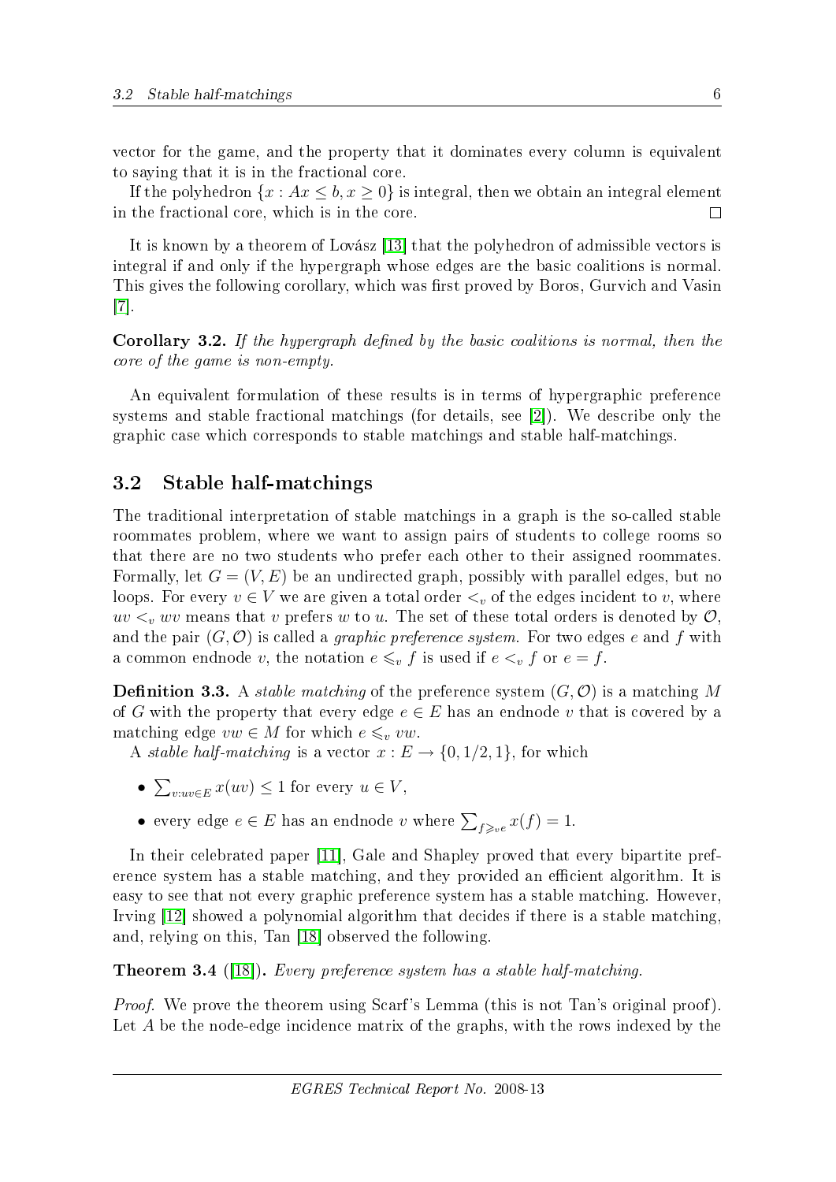vector for the game, and the property that it dominates every column is equivalent to saying that it is in the fractional core.

If the polyhedron $\{x : Ax \leq b, x \geq 0\}$ is integral, then we obtain an integral element in the fractional core, which is in the core. $\square$

It is known by a theorem of Lovász [13] that the polyhedron of admissible vectors is integral if and only if the hypergraph whose edges are the basic coalitions is normal. This gives the following corollary, which was first proved by Boros, Gurvich and Vasin [7].

**Corollary 3.2.** *If the hypergraph defined by the basic coalitions is normal, then the core of the game is non-empty.*

An equivalent formulation of these results is in terms of hypergraphic preference systems and stable fractional matchings (for details, see [2]). We describe only the graphic case which corresponds to stable matchings and stable half-matchings.

## 3.2 Stable half-matchings

The traditional interpretation of stable matchings in a graph is the so-called stable roommates problem, where we want to assign pairs of students to college rooms so that there are no two students who prefer each other to their assigned roommates. Formally, let $G = (V, E)$ be an undirected graph, possibly with parallel edges, but no loops. For every $v \in V$ we are given a total order $<_v$ of the edges incident to $v$, where $uv <_v wv$ means that $v$ prefers $w$ to $u$. The set of these total orders is denoted by $\mathcal{O}$, and the pair $(G, \mathcal{O})$ is called a *graphic preference system*. For two edges $e$ and $f$ with a common endnode $v$, the notation $e \leqslant_v f$ is used if $e <_v f$ or $e = f$.

**Definition 3.3.** A *stable matching* of the preference system $(G, \mathcal{O})$ is a matching $M$ of $G$ with the property that every edge $e \in E$ has an endnode $v$ that is covered by a matching edge $vw \in M$ for which $e \leqslant_v vw$.

A *stable half-matching* is a vector $x : E \to \{0, 1/2, 1\}$, for which

- $\sum_{v:uv \in E} x(uv) \leq 1$ for every $u \in V$,
- every edge $e \in E$ has an endnode $v$ where $\sum_{f \geqslant_v e} x(f) = 1$.

In their celebrated paper [11], Gale and Shapley proved that every bipartite preference system has a stable matching, and they provided an efficient algorithm. It is easy to see that not every graphic preference system has a stable matching. However, Irving [12] showed a polynomial algorithm that decides if there is a stable matching, and, relying on this, Tan [18] observed the following.

**Theorem 3.4** ([18])**.** *Every preference system has a stable half-matching.*

*Proof.* We prove the theorem using Scarf's Lemma (this is not Tan's original proof). Let $A$ be the node-edge incidence matrix of the graphs, with the rows indexed by the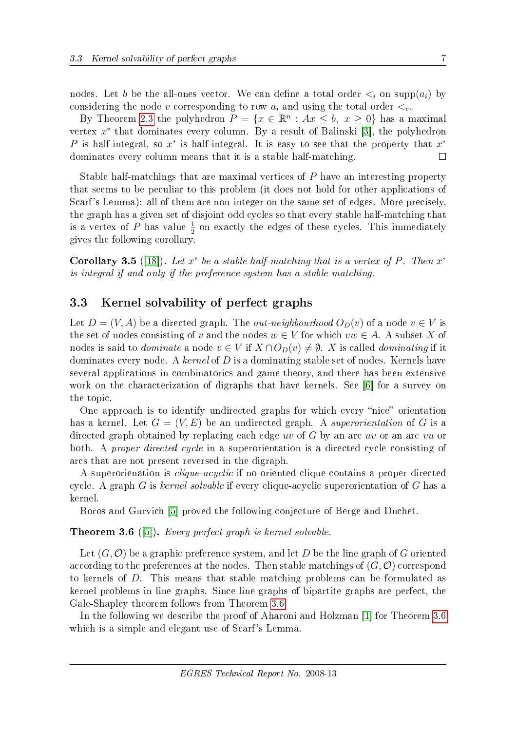nodes. Let $b$ be the all-ones vector. We can define a total order $<_i$ on $\text{supp}(a_i)$ by considering the node $v$ corresponding to row $a_i$ and using the total order $<_v$.

By Theorem 2.3 the polyhedron $P = \{x \in \mathbb{R}^n : Ax \leq b,\ x \geq 0\}$ has a maximal vertex $x^*$ that dominates every column. By a result of Balinski [3], the polyhedron $P$ is half-integral, so $x^*$ is half-integral. It is easy to see that the property that $x^*$ dominates every column means that it is a stable half-matching. □

Stable half-matchings that are maximal vertices of $P$ have an interesting property that seems to be peculiar to this problem (it does not hold for other applications of Scarf's Lemma): all of them are non-integer on the same set of edges. More precisely, the graph has a given set of disjoint odd cycles so that every stable half-matching that is a vertex of $P$ has value $\frac{1}{2}$ on exactly the edges of these cycles. This immediately gives the following corollary.

**Corollary 3.5** ([18])**.** *Let $x^*$ be a stable half-matching that is a vertex of $P$. Then $x^*$ is integral if and only if the preference system has a stable matching.*

## 3.3 Kernel solvability of perfect graphs

Let $D = (V, A)$ be a directed graph. The *out-neighbourhood* $O_D(v)$ of a node $v \in V$ is the set of nodes consisting of $v$ and the nodes $w \in V$ for which $vw \in A$. A subset $X$ of nodes is said to *dominate* a node $v \in V$ if $X \cap O_D(v) \neq \emptyset$. $X$ is called *dominating* if it dominates every node. A *kernel* of $D$ is a dominating stable set of nodes. Kernels have several applications in combinatorics and game theory, and there has been extensive work on the characterization of digraphs that have kernels. See [6] for a survey on the topic.

One approach is to identify undirected graphs for which every "nice" orientation has a kernel. Let $G = (V, E)$ be an undirected graph. A *superorientation* of $G$ is a directed graph obtained by replacing each edge $uv$ of $G$ by an arc $uv$ or an arc $vu$ or both. A *proper directed cycle* in a superorientation is a directed cycle consisting of arcs that are not present reversed in the digraph.

A superorienation is *clique-acyclic* if no oriented clique contains a proper directed cycle. A graph $G$ is *kernel solvable* if every clique-acyclic superorientation of $G$ has a kernel.

Boros and Gurvich [5] proved the following conjecture of Berge and Duchet.

**Theorem 3.6** ([5])**.** *Every perfect graph is kernel solvable.*

Let $(G, \mathcal{O})$ be a graphic preference system, and let $D$ be the line graph of $G$ oriented according to the preferences at the nodes. Then stable matchings of $(G, \mathcal{O})$ correspond to kernels of $D$. This means that stable matching problems can be formulated as kernel problems in line graphs. Since line graphs of bipartite graphs are perfect, the Gale-Shapley theorem follows from Theorem 3.6.

In the following we describe the proof of Aharoni and Holzman [1] for Theorem 3.6 which is a simple and elegant use of Scarf's Lemma.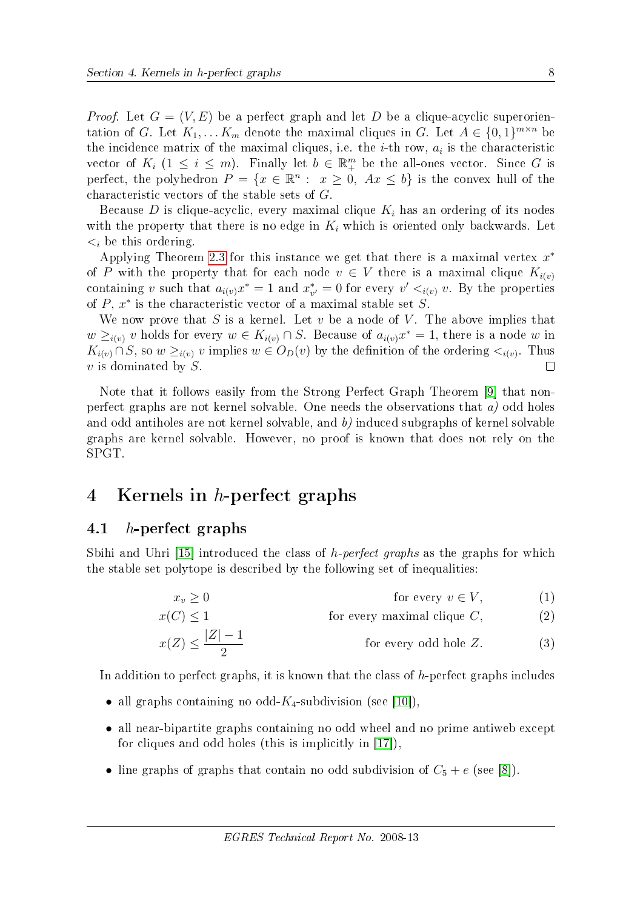*Proof.* Let $G = (V, E)$ be a perfect graph and let $D$ be a clique-acyclic superorientation of $G$. Let $K_1, \ldots K_m$ denote the maximal cliques in $G$. Let $A \in \{0,1\}^{m \times n}$ be the incidence matrix of the maximal cliques, i.e. the $i$-th row, $a_i$ is the characteristic vector of $K_i$ ($1 \leq i \leq m$). Finally let $b \in \mathbb{R}^m_+$ be the all-ones vector. Since $G$ is perfect, the polyhedron $P = \{x \in \mathbb{R}^n : \ x \geq 0, \ Ax \leq b\}$ is the convex hull of the characteristic vectors of the stable sets of $G$.

Because $D$ is clique-acyclic, every maximal clique $K_i$ has an ordering of its nodes with the property that there is no edge in $K_i$ which is oriented only backwards. Let $<_i$ be this ordering.

Applying Theorem 2.3 for this instance we get that there is a maximal vertex $x^*$ of $P$ with the property that for each node $v \in V$ there is a maximal clique $K_{i(v)}$ containing $v$ such that $a_{i(v)}x^* = 1$ and $x^*_{v'} = 0$ for every $v' <_{i(v)} v$. By the properties of $P$, $x^*$ is the characteristic vector of a maximal stable set $S$.

We now prove that $S$ is a kernel. Let $v$ be a node of $V$. The above implies that $w \geq_{i(v)} v$ holds for every $w \in K_{i(v)} \cap S$. Because of $a_{i(v)}x^* = 1$, there is a node $w$ in $K_{i(v)} \cap S$, so $w \geq_{i(v)} v$ implies $w \in O_D(v)$ by the definition of the ordering $<_{i(v)}$. Thus $v$ is dominated by $S$. □

Note that it follows easily from the Strong Perfect Graph Theorem [9] that non-perfect graphs are not kernel solvable. One needs the observations that *a)* odd holes and odd antiholes are not kernel solvable, and *b)* induced subgraphs of kernel solvable graphs are kernel solvable. However, no proof is known that does not rely on the SPGT.

# 4 Kernels in $h$-perfect graphs

## 4.1 $h$-perfect graphs

Sbihi and Uhri [15] introduced the class of *h-perfect graphs* as the graphs for which the stable set polytope is described by the following set of inequalities:

$$x_v \geq 0 \qquad \text{for every } v \in V, \tag{1}$$

$$x(C) \leq 1 \qquad \text{for every maximal clique } C, \tag{2}$$

$$x(Z) \leq \frac{|Z|-1}{2} \qquad \text{for every odd hole } Z. \tag{3}$$

In addition to perfect graphs, it is known that the class of $h$-perfect graphs includes

- all graphs containing no odd-$K_4$-subdivision (see [10]),
- all near-bipartite graphs containing no odd wheel and no prime antiweb except for cliques and odd holes (this is implicitly in [17]),
- line graphs of graphs that contain no odd subdivision of $C_5 + e$ (see [8]).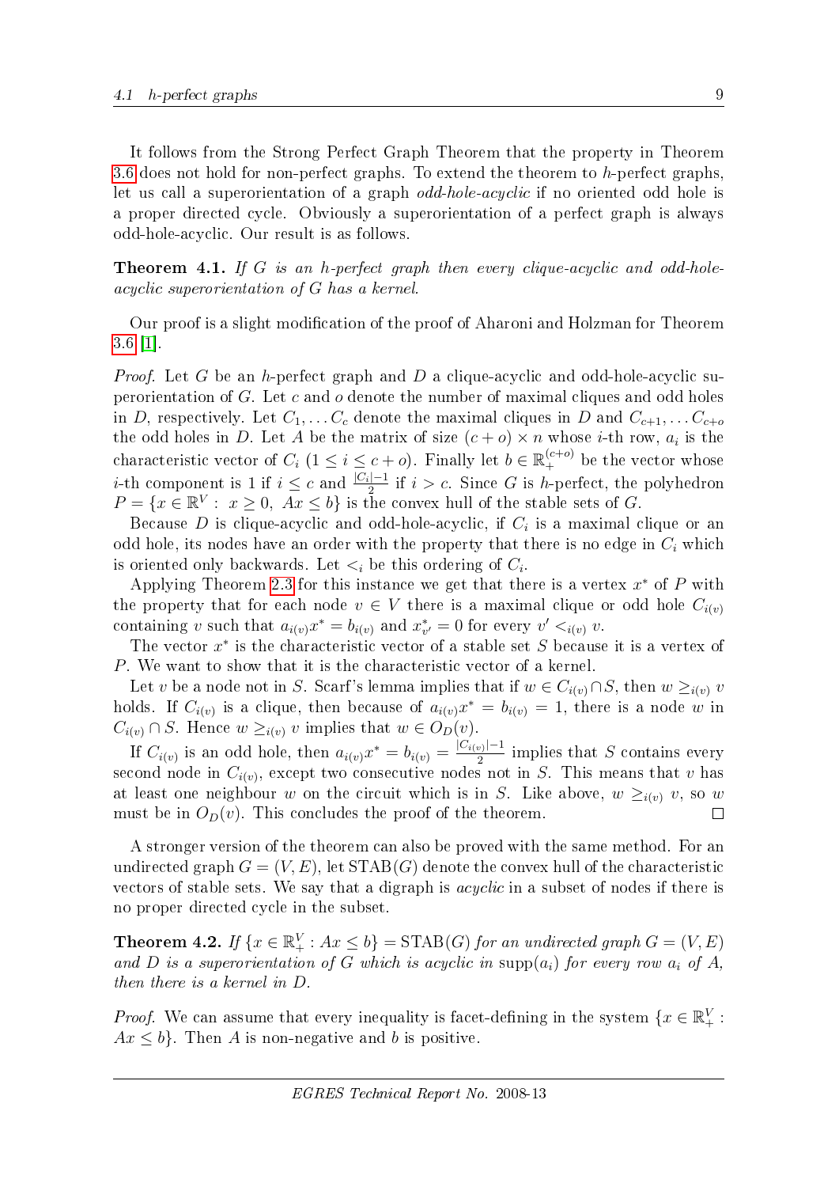It follows from the Strong Perfect Graph Theorem that the property in Theorem 3.6 does not hold for non-perfect graphs. To extend the theorem to $h$-perfect graphs, let us call a superorientation of a graph *odd-hole-acyclic* if no oriented odd hole is a proper directed cycle. Obviously a superorientation of a perfect graph is always odd-hole-acyclic. Our result is as follows.

**Theorem 4.1.** *If $G$ is an $h$-perfect graph then every clique-acyclic and odd-hole-acyclic superorientation of $G$ has a kernel.*

Our proof is a slight modification of the proof of Aharoni and Holzman for Theorem 3.6 [1].

*Proof.* Let $G$ be an $h$-perfect graph and $D$ a clique-acyclic and odd-hole-acyclic superorientation of $G$. Let $c$ and $o$ denote the number of maximal cliques and odd holes in $D$, respectively. Let $C_1, \dots C_c$ denote the maximal cliques in $D$ and $C_{c+1}, \dots C_{c+o}$ the odd holes in $D$. Let $A$ be the matrix of size $(c+o) \times n$ whose $i$-th row, $a_i$ is the characteristic vector of $C_i$ ($1 \le i \le c+o$). Finally let $b \in \mathbb{R}_+^{(c+o)}$ be the vector whose $i$-th component is 1 if $i \le c$ and $\frac{|C_i|-1}{2}$ if $i > c$. Since $G$ is $h$-perfect, the polyhedron $P = \{x \in \mathbb{R}^V : \ x \ge 0, \ Ax \le b\}$ is the convex hull of the stable sets of $G$.

Because $D$ is clique-acyclic and odd-hole-acyclic, if $C_i$ is a maximal clique or an odd hole, its nodes have an order with the property that there is no edge in $C_i$ which is oriented only backwards. Let $<_i$ be this ordering of $C_i$.

Applying Theorem 2.3 for this instance we get that there is a vertex $x^*$ of $P$ with the property that for each node $v \in V$ there is a maximal clique or odd hole $C_{i(v)}$ containing $v$ such that $a_{i(v)}x^* = b_{i(v)}$ and $x^*_{v'} = 0$ for every $v' <_{i(v)} v$.

The vector $x^*$ is the characteristic vector of a stable set $S$ because it is a vertex of $P$. We want to show that it is the characteristic vector of a kernel.

Let $v$ be a node not in $S$. Scarf's lemma implies that if $w \in C_{i(v)} \cap S$, then $w \ge_{i(v)} v$ holds. If $C_{i(v)}$ is a clique, then because of $a_{i(v)}x^* = b_{i(v)} = 1$, there is a node $w$ in $C_{i(v)} \cap S$. Hence $w \ge_{i(v)} v$ implies that $w \in O_D(v)$.

If $C_{i(v)}$ is an odd hole, then $a_{i(v)}x^* = b_{i(v)} = \frac{|C_{i(v)}|-1}{2}$ implies that $S$ contains every second node in $C_{i(v)}$, except two consecutive nodes not in $S$. This means that $v$ has at least one neighbour $w$ on the circuit which is in $S$. Like above, $w \ge_{i(v)} v$, so $w$ must be in $O_D(v)$. This concludes the proof of the theorem. $\square$

A stronger version of the theorem can also be proved with the same method. For an undirected graph $G = (V, E)$, let $\mathrm{STAB}(G)$ denote the convex hull of the characteristic vectors of stable sets. We say that a digraph is *acyclic* in a subset of nodes if there is no proper directed cycle in the subset.

**Theorem 4.2.** *If $\{x \in \mathbb{R}_+^V : Ax \le b\} = \mathrm{STAB}(G)$ for an undirected graph $G = (V, E)$ and $D$ is a superorientation of $G$ which is acyclic in $\mathrm{supp}(a_i)$ for every row $a_i$ of $A$, then there is a kernel in $D$.*

*Proof.* We can assume that every inequality is facet-defining in the system $\{x \in \mathbb{R}_+^V : Ax \le b\}$. Then $A$ is non-negative and $b$ is positive.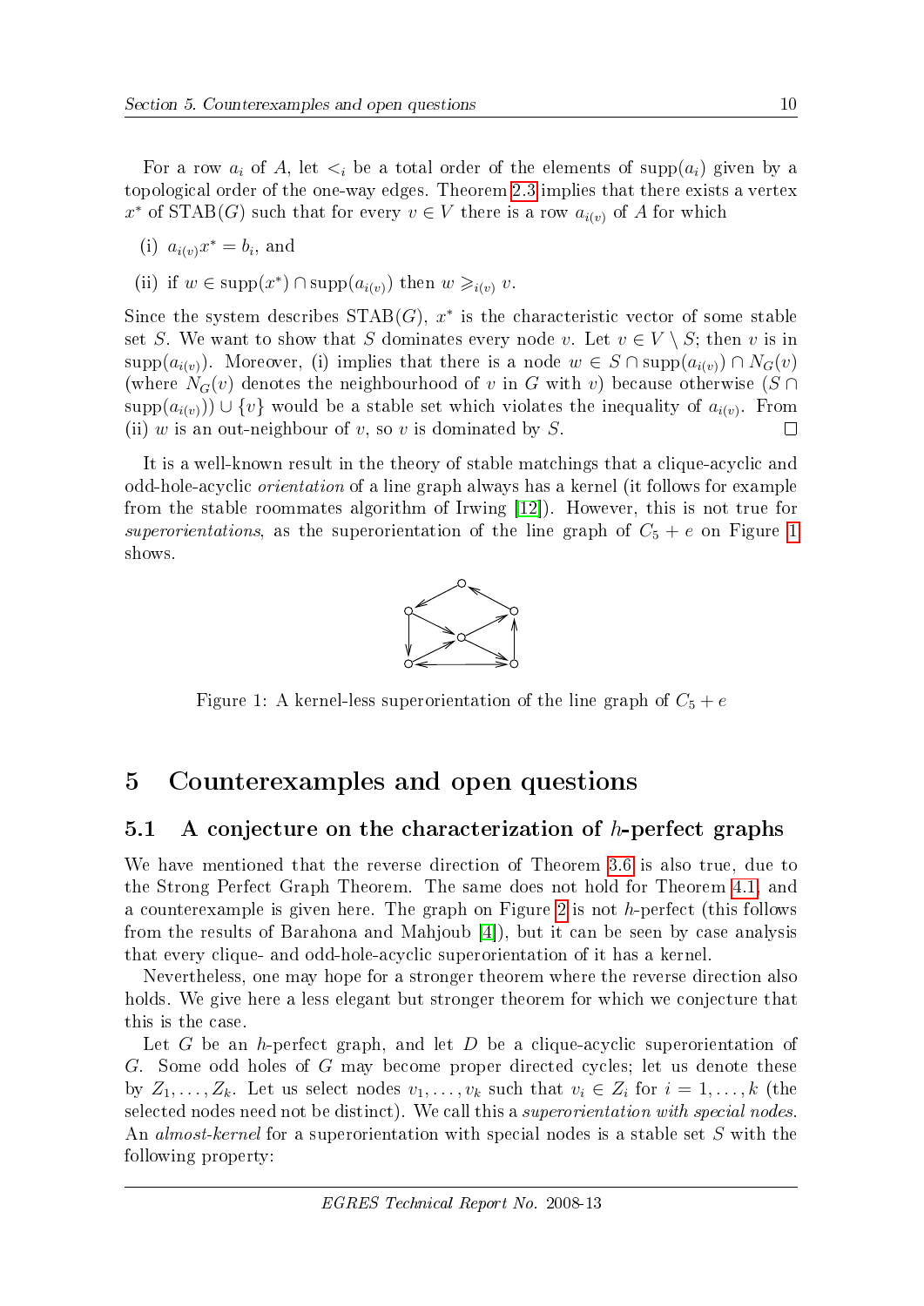For a row $a_i$ of $A$, let $<_i$ be a total order of the elements of $\text{supp}(a_i)$ given by a topological order of the one-way edges. Theorem 2.3 implies that there exists a vertex $x^*$ of $\text{STAB}(G)$ such that for every $v \in V$ there is a row $a_{i(v)}$ of $A$ for which

(i) $a_{i(v)} x^* = b_i$, and

(ii) if $w \in \text{supp}(x^*) \cap \text{supp}(a_{i(v)})$ then $w \geqslant_{i(v)} v$.

Since the system describes $\text{STAB}(G)$, $x^*$ is the characteristic vector of some stable set $S$. We want to show that $S$ dominates every node $v$. Let $v \in V \setminus S$; then $v$ is in $\text{supp}(a_{i(v)})$. Moreover, (i) implies that there is a node $w \in S \cap \text{supp}(a_{i(v)}) \cap N_G(v)$ (where $N_G(v)$ denotes the neighbourhood of $v$ in $G$ with $v$) because otherwise $(S \cap \text{supp}(a_{i(v)})) \cup \{v\}$ would be a stable set which violates the inequality of $a_{i(v)}$. From (ii) $w$ is an out-neighbour of $v$, so $v$ is dominated by $S$. □

It is a well-known result in the theory of stable matchings that a clique-acyclic and odd-hole-acyclic *orientation* of a line graph always has a kernel (it follows for example from the stable roommates algorithm of Irwing [12]). However, this is not true for *superorientations*, as the superorientation of the line graph of $C_5 + e$ on Figure 1 shows.

Figure 1: A kernel-less superorientation of the line graph of $C_5 + e$

# 5 Counterexamples and open questions

## 5.1 A conjecture on the characterization of $h$-perfect graphs

We have mentioned that the reverse direction of Theorem 3.6 is also true, due to the Strong Perfect Graph Theorem. The same does not hold for Theorem 4.1, and a counterexample is given here. The graph on Figure 2 is not $h$-perfect (this follows from the results of Barahona and Mahjoub [4]), but it can be seen by case analysis that every clique- and odd-hole-acyclic superorientation of it has a kernel.

Nevertheless, one may hope for a stronger theorem where the reverse direction also holds. We give here a less elegant but stronger theorem for which we conjecture that this is the case.

Let $G$ be an $h$-perfect graph, and let $D$ be a clique-acyclic superorientation of $G$. Some odd holes of $G$ may become proper directed cycles; let us denote these by $Z_1, \ldots, Z_k$. Let us select nodes $v_1, \ldots, v_k$ such that $v_i \in Z_i$ for $i = 1, \ldots, k$ (the selected nodes need not be distinct). We call this a *superorientation with special nodes*. An *almost-kernel* for a superorientation with special nodes is a stable set $S$ with the following property: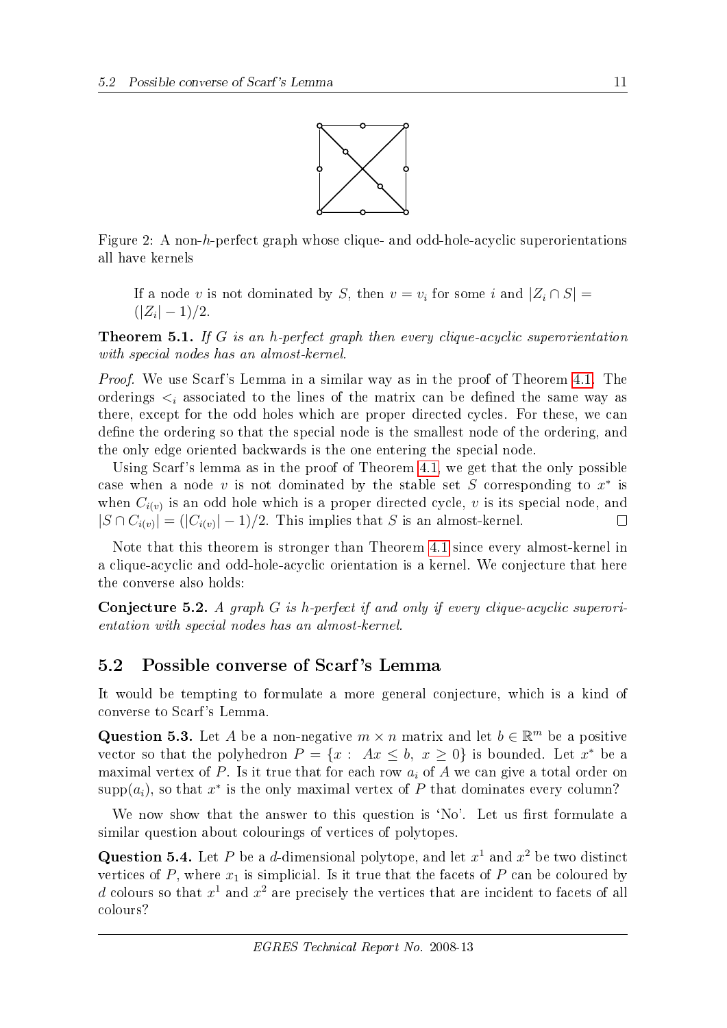Figure 2: A non-$h$-perfect graph whose clique- and odd-hole-acyclic superorientations all have kernels

> If a node $v$ is not dominated by $S$, then $v = v_i$ for some $i$ and $|Z_i \cap S| = (|Z_i| - 1)/2$.

**Theorem 5.1.** *If $G$ is an h-perfect graph then every clique-acyclic superorientation with special nodes has an almost-kernel.*

*Proof.* We use Scarf's Lemma in a similar way as in the proof of Theorem 4.1. The orderings $<_i$ associated to the lines of the matrix can be defined the same way as there, except for the odd holes which are proper directed cycles. For these, we can define the ordering so that the special node is the smallest node of the ordering, and the only edge oriented backwards is the one entering the special node.

Using Scarf's lemma as in the proof of Theorem 4.1, we get that the only possible case when a node $v$ is not dominated by the stable set $S$ corresponding to $x^*$ is when $C_{i(v)}$ is an odd hole which is a proper directed cycle, $v$ is its special node, and $|S \cap C_{i(v)}| = (|C_{i(v)}| - 1)/2$. This implies that $S$ is an almost-kernel. □

Note that this theorem is stronger than Theorem 4.1 since every almost-kernel in a clique-acyclic and odd-hole-acyclic orientation is a kernel. We conjecture that here the converse also holds:

**Conjecture 5.2.** *A graph $G$ is h-perfect if and only if every clique-acyclic superorientation with special nodes has an almost-kernel.*

## 5.2 Possible converse of Scarf's Lemma

It would be tempting to formulate a more general conjecture, which is a kind of converse to Scarf's Lemma.

**Question 5.3.** Let $A$ be a non-negative $m \times n$ matrix and let $b \in \mathbb{R}^m$ be a positive vector so that the polyhedron $P = \{x : \ Ax \leq b, \ x \geq 0\}$ is bounded. Let $x^*$ be a maximal vertex of $P$. Is it true that for each row $a_i$ of $A$ we can give a total order on $\text{supp}(a_i)$, so that $x^*$ is the only maximal vertex of $P$ that dominates every column?

We now show that the answer to this question is 'No'. Let us first formulate a similar question about colourings of vertices of polytopes.

**Question 5.4.** Let $P$ be a $d$-dimensional polytope, and let $x^1$ and $x^2$ be two distinct vertices of $P$, where $x_1$ is simplicial. Is it true that the facets of $P$ can be coloured by $d$ colours so that $x^1$ and $x^2$ are precisely the vertices that are incident to facets of all colours?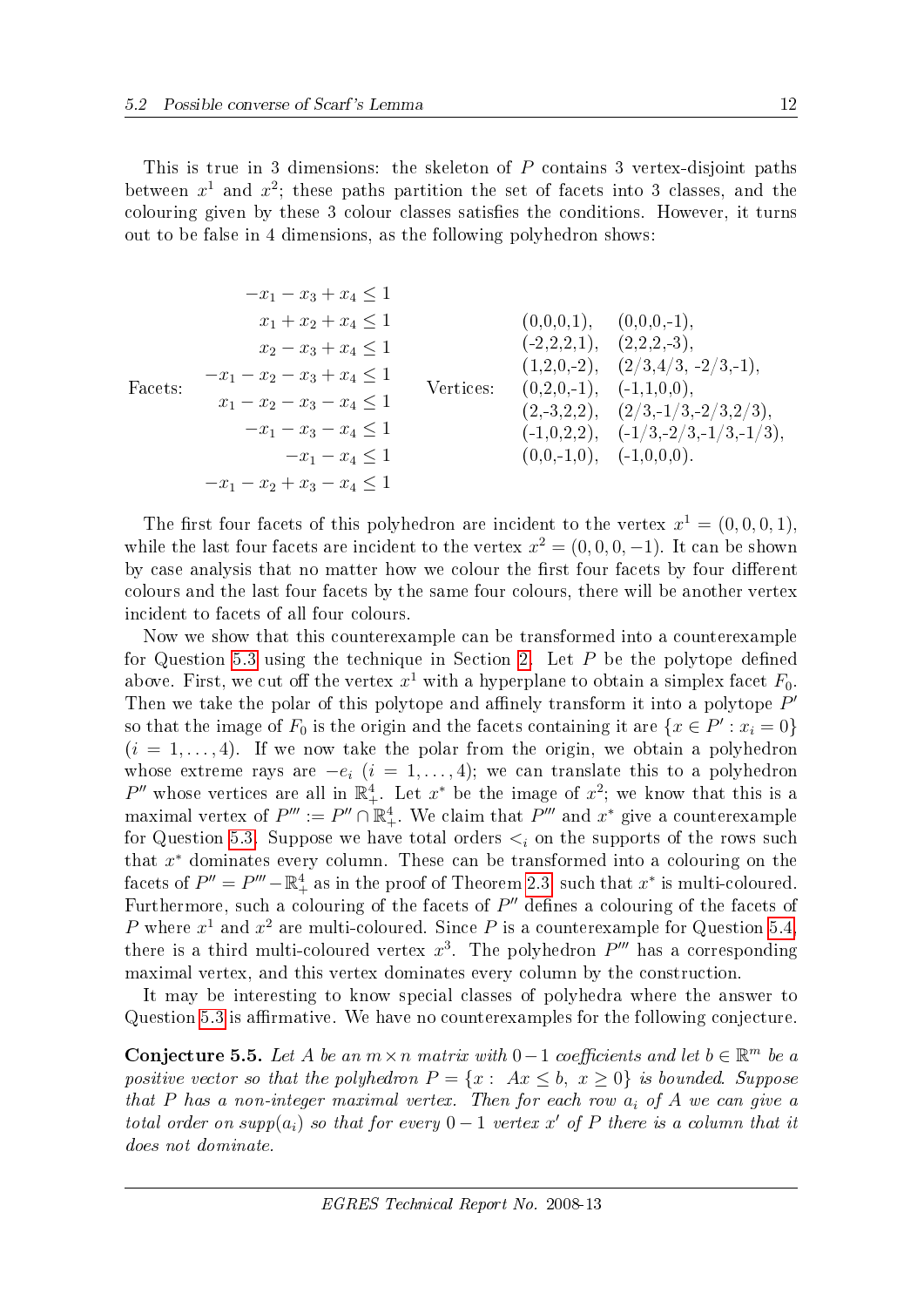This is true in 3 dimensions: the skeleton of $P$ contains 3 vertex-disjoint paths between $x^1$ and $x^2$; these paths partition the set of facets into 3 classes, and the colouring given by these 3 colour classes satisfies the conditions. However, it turns out to be false in 4 dimensions, as the following polyhedron shows:

Facets:

$$
\begin{aligned}
-x_1 - x_3 + x_4 &\le 1 \\
x_1 + x_2 + x_4 &\le 1 \\
x_2 - x_3 + x_4 &\le 1 \\
-x_1 - x_2 - x_3 + x_4 &\le 1 \\
x_1 - x_2 - x_3 - x_4 &\le 1 \\
-x_1 - x_3 - x_4 &\le 1 \\
-x_1 - x_4 &\le 1 \\
-x_1 - x_2 + x_3 - x_4 &\le 1
\end{aligned}
$$

Vertices:

(0,0,0,1), (0,0,0,-1),
(-2,2,2,1), (2,2,2,-3),
(1,2,0,-2), (2/3,4/3, -2/3,-1),
(0,2,0,-1), (-1,1,0,0),
(2,-3,2,2), (2/3,-1/3,-2/3,2/3),
(-1,0,2,2), (-1/3,-2/3,-1/3,-1/3),
(0,0,-1,0), (-1,0,0,0).

The first four facets of this polyhedron are incident to the vertex $x^1 = (0,0,0,1)$, while the last four facets are incident to the vertex $x^2 = (0,0,0,-1)$. It can be shown by case analysis that no matter how we colour the first four facets by four different colours and the last four facets by the same four colours, there will be another vertex incident to facets of all four colours.

Now we show that this counterexample can be transformed into a counterexample for Question 5.3 using the technique in Section 2. Let $P$ be the polytope defined above. First, we cut off the vertex $x^1$ with a hyperplane to obtain a simplex facet $F_0$. Then we take the polar of this polytope and affinely transform it into a polytope $P'$ so that the image of $F_0$ is the origin and the facets containing it are $\{x \in P' : x_i = 0\}$ $(i = 1, \dots, 4)$. If we now take the polar from the origin, we obtain a polyhedron whose extreme rays are $-e_i$ $(i = 1, \dots, 4)$; we can translate this to a polyhedron $P''$ whose vertices are all in $\mathbb{R}^4_+$. Let $x^*$ be the image of $x^2$; we know that this is a maximal vertex of $P''' := P'' \cap \mathbb{R}^4_+$. We claim that $P'''$ and $x^*$ give a counterexample for Question 5.3. Suppose we have total orders $<_i$ on the supports of the rows such that $x^*$ dominates every column. These can be transformed into a colouring on the facets of $P'' = P''' - \mathbb{R}^4_+$ as in the proof of Theorem 2.3 such that $x^*$ is multi-coloured. Furthermore, such a colouring of the facets of $P''$ defines a colouring of the facets of $P$ where $x^1$ and $x^2$ are multi-coloured. Since $P$ is a counterexample for Question 5.4, there is a third multi-coloured vertex $x^3$. The polyhedron $P'''$ has a corresponding maximal vertex, and this vertex dominates every column by the construction.

It may be interesting to know special classes of polyhedra where the answer to Question 5.3 is affirmative. We have no counterexamples for the following conjecture.

**Conjecture 5.5.** *Let $A$ be an $m \times n$ matrix with $0-1$ coefficients and let $b \in \mathbb{R}^m$ be a positive vector so that the polyhedron $P = \{x : Ax \le b, x \ge 0\}$ is bounded. Suppose that $P$ has a non-integer maximal vertex. Then for each row $a_i$ of $A$ we can give a total order on $supp(a_i)$ so that for every $0-1$ vertex $x'$ of $P$ there is a column that it does not dominate.*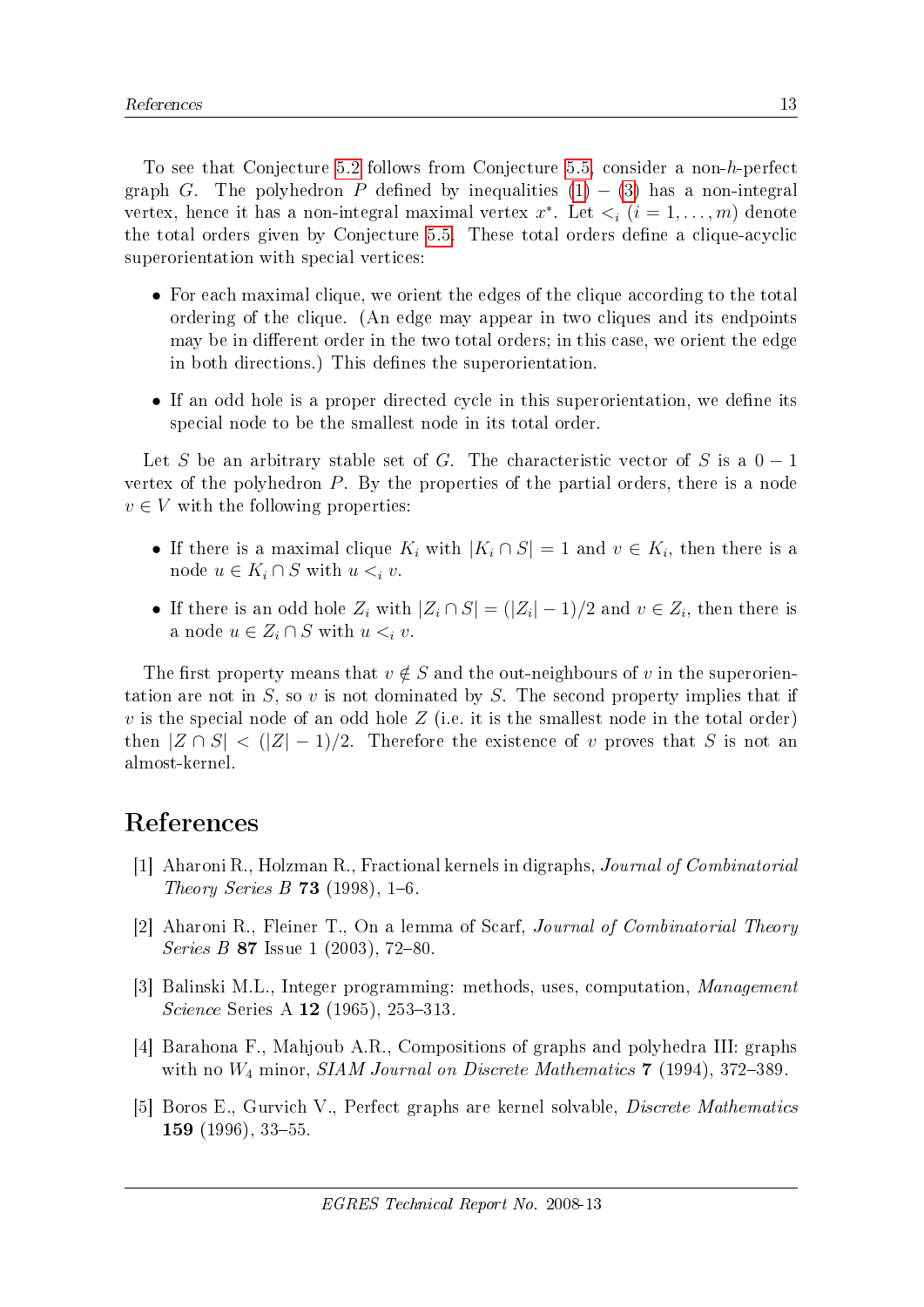To see that Conjecture 5.2 follows from Conjecture 5.5, consider a non-$h$-perfect graph $G$. The polyhedron $P$ defined by inequalities (1) $-$ (3) has a non-integral vertex, hence it has a non-integral maximal vertex $x^*$. Let $<_i$ $(i = 1, \dots, m)$ denote the total orders given by Conjecture 5.5. These total orders define a clique-acyclic superorientation with special vertices:

- For each maximal clique, we orient the edges of the clique according to the total ordering of the clique. (An edge may appear in two cliques and its endpoints may be in different order in the two total orders; in this case, we orient the edge in both directions.) This defines the superorientation.
- If an odd hole is a proper directed cycle in this superorientation, we define its special node to be the smallest node in its total order.

Let $S$ be an arbitrary stable set of $G$. The characteristic vector of $S$ is a $0-1$ vertex of the polyhedron $P$. By the properties of the partial orders, there is a node $v \in V$ with the following properties:

- If there is a maximal clique $K_i$ with $|K_i \cap S| = 1$ and $v \in K_i$, then there is a node $u \in K_i \cap S$ with $u <_i v$.
- If there is an odd hole $Z_i$ with $|Z_i \cap S| = (|Z_i| - 1)/2$ and $v \in Z_i$, then there is a node $u \in Z_i \cap S$ with $u <_i v$.

The first property means that $v \notin S$ and the out-neighbours of $v$ in the superorientation are not in $S$, so $v$ is not dominated by $S$. The second property implies that if $v$ is the special node of an odd hole $Z$ (i.e. it is the smallest node in the total order) then $|Z \cap S| < (|Z| - 1)/2$. Therefore the existence of $v$ proves that $S$ is not an almost-kernel.

# References

[1] Aharoni R., Holzman R., Fractional kernels in digraphs, *Journal of Combinatorial Theory Series B* **73** (1998), 1–6.

[2] Aharoni R., Fleiner T., On a lemma of Scarf, *Journal of Combinatorial Theory Series B* **87** Issue 1 (2003), 72–80.

[3] Balinski M.L., Integer programming: methods, uses, computation, *Management Science* Series A **12** (1965), 253–313.

[4] Barahona F., Mahjoub A.R., Compositions of graphs and polyhedra III: graphs with no $W_4$ minor, *SIAM Journal on Discrete Mathematics* **7** (1994), 372–389.

[5] Boros E., Gurvich V., Perfect graphs are kernel solvable, *Discrete Mathematics* **159** (1996), 33–55.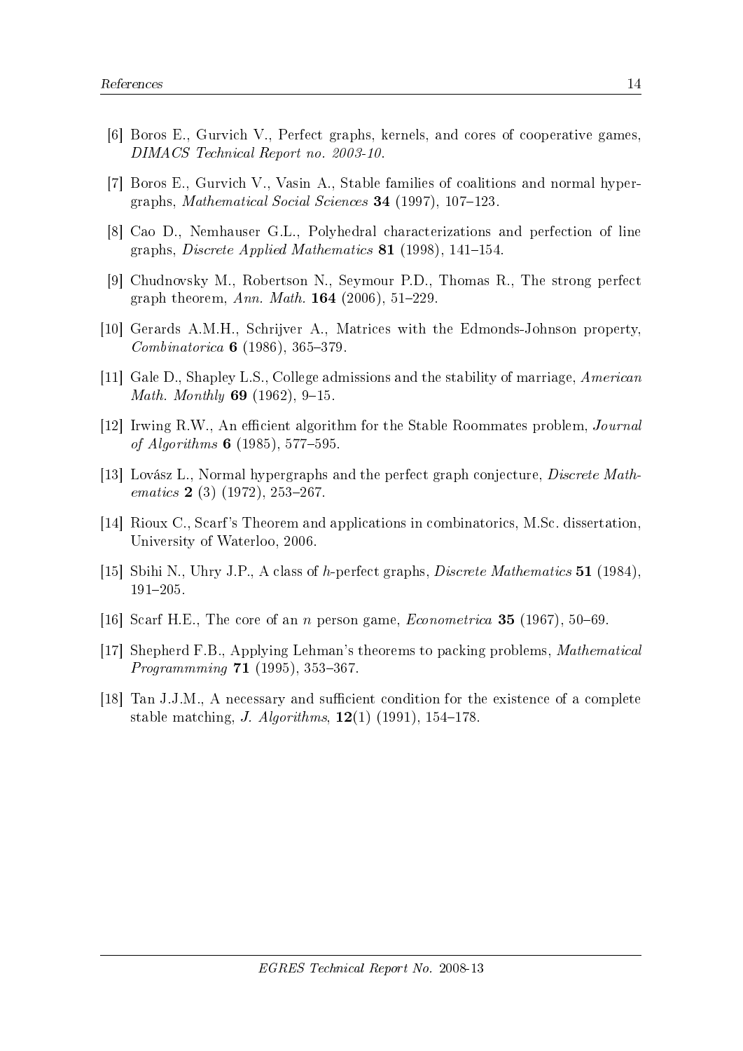[6] Boros E., Gurvich V., Perfect graphs, kernels, and cores of cooperative games, *DIMACS Technical Report no. 2003-10.*

[7] Boros E., Gurvich V., Vasin A., Stable families of coalitions and normal hypergraphs, *Mathematical Social Sciences* **34** (1997), 107–123.

[8] Cao D., Nemhauser G.L., Polyhedral characterizations and perfection of line graphs, *Discrete Applied Mathematics* **81** (1998), 141–154.

[9] Chudnovsky M., Robertson N., Seymour P.D., Thomas R., The strong perfect graph theorem, *Ann. Math.* **164** (2006), 51–229.

[10] Gerards A.M.H., Schrijver A., Matrices with the Edmonds-Johnson property, *Combinatorica* **6** (1986), 365–379.

[11] Gale D., Shapley L.S., College admissions and the stability of marriage, *American Math. Monthly* **69** (1962), 9–15.

[12] Irwing R.W., An efficient algorithm for the Stable Roommates problem, *Journal of Algorithms* **6** (1985), 577–595.

[13] Lovász L., Normal hypergraphs and the perfect graph conjecture, *Discrete Mathematics* **2** (3) (1972), 253–267.

[14] Rioux C., Scarf's Theorem and applications in combinatorics, M.Sc. dissertation, University of Waterloo, 2006.

[15] Sbihi N., Uhry J.P., A class of $h$-perfect graphs, *Discrete Mathematics* **51** (1984), 191–205.

[16] Scarf H.E., The core of an $n$ person game, *Econometrica* **35** (1967), 50–69.

[17] Shepherd F.B., Applying Lehman's theorems to packing problems, *Mathematical Programmming* **71** (1995), 353–367.

[18] Tan J.J.M., A necessary and sufficient condition for the existence of a complete stable matching, *J. Algorithms*, **12**(1) (1991), 154–178.